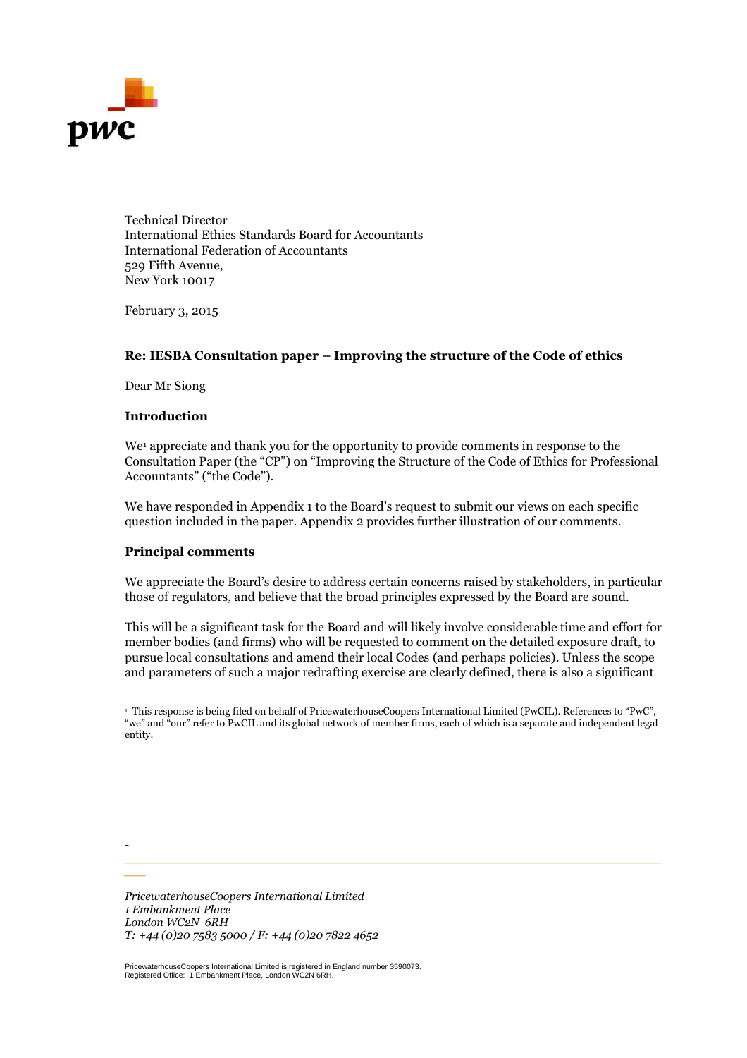Technical Director
International Ethics Standards Board for Accountants
International Federation of Accountants
529 Fifth Avenue,
New York 10017

February 3, 2015

**Re: IESBA Consultation paper – Improving the structure of the Code of ethics**

Dear Mr Siong

**Introduction**

We[1] appreciate and thank you for the opportunity to provide comments in response to the Consultation Paper (the "CP") on "Improving the Structure of the Code of Ethics for Professional Accountants" ("the Code").

We have responded in Appendix 1 to the Board's request to submit our views on each specific question included in the paper. Appendix 2 provides further illustration of our comments.

**Principal comments**

We appreciate the Board's desire to address certain concerns raised by stakeholders, in particular those of regulators, and believe that the broad principles expressed by the Board are sound.

This will be a significant task for the Board and will likely involve considerable time and effort for member bodies (and firms) who will be requested to comment on the detailed exposure draft, to pursue local consultations and amend their local Codes (and perhaps policies). Unless the scope and parameters of such a major redrafting exercise are clearly defined, there is also a significant

[1] This response is being filed on behalf of PricewaterhouseCoopers International Limited (PwCIL). References to "PwC", "we" and "our" refer to PwCIL and its global network of member firms, each of which is a separate and independent legal entity.

*PricewaterhouseCoopers International Limited*
*1 Embankment Place*
*London WC2N 6RH*
*T: +44 (0)20 7583 5000 / F: +44 (0)20 7822 4652*

PricewaterhouseCoopers International Limited is registered in England number 3590073.
Registered Office: 1 Embankment Place, London WC2N 6RH.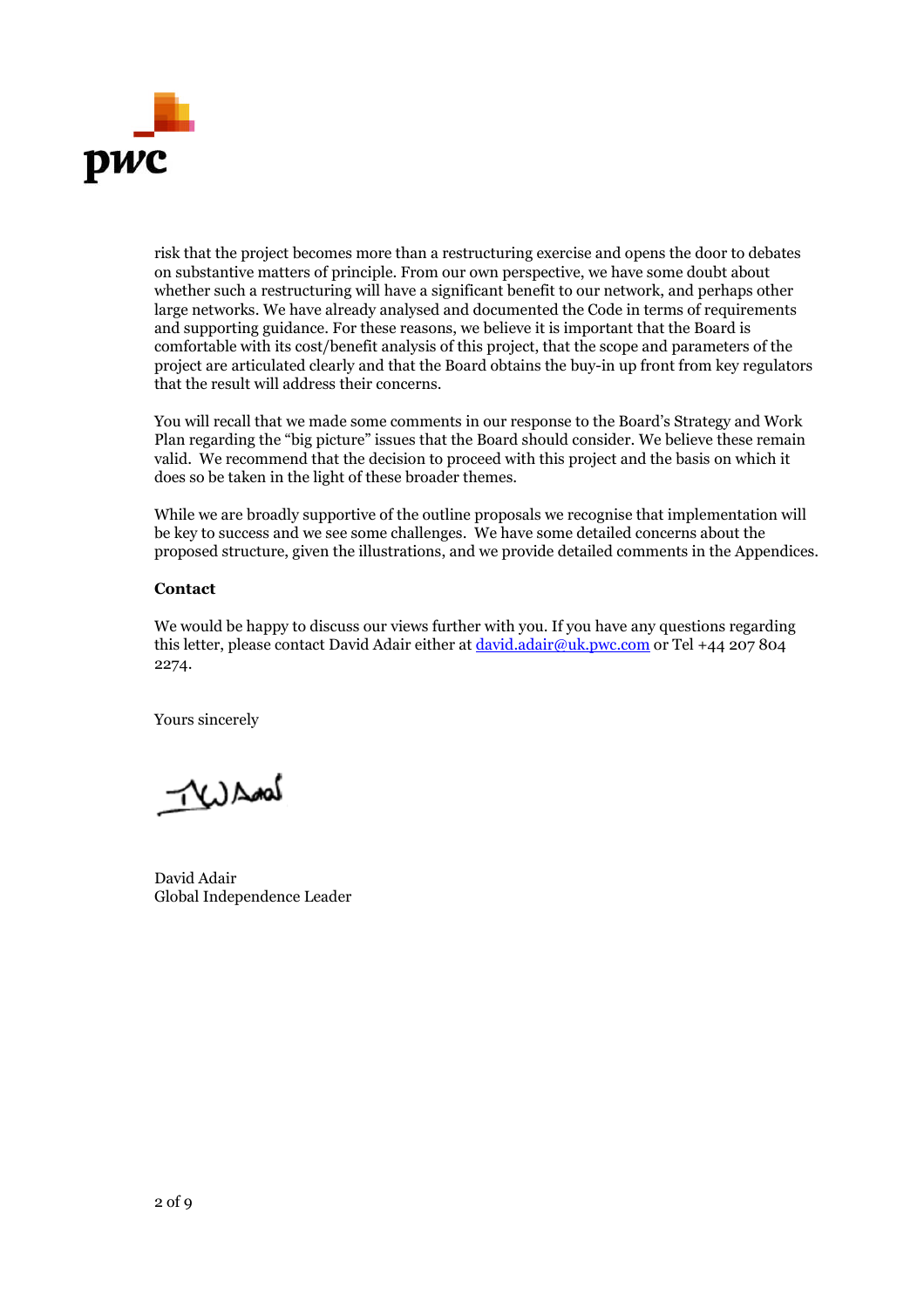risk that the project becomes more than a restructuring exercise and opens the door to debates on substantive matters of principle. From our own perspective, we have some doubt about whether such a restructuring will have a significant benefit to our network, and perhaps other large networks. We have already analysed and documented the Code in terms of requirements and supporting guidance. For these reasons, we believe it is important that the Board is comfortable with its cost/benefit analysis of this project, that the scope and parameters of the project are articulated clearly and that the Board obtains the buy-in up front from key regulators that the result will address their concerns.

You will recall that we made some comments in our response to the Board's Strategy and Work Plan regarding the "big picture" issues that the Board should consider. We believe these remain valid. We recommend that the decision to proceed with this project and the basis on which it does so be taken in the light of these broader themes.

While we are broadly supportive of the outline proposals we recognise that implementation will be key to success and we see some challenges. We have some detailed concerns about the proposed structure, given the illustrations, and we provide detailed comments in the Appendices.

**Contact**

We would be happy to discuss our views further with you. If you have any questions regarding this letter, please contact David Adair either at [david.adair@uk.pwc.com](mailto:david.adair@uk.pwc.com) or Tel +44 207 804 2274.

Yours sincerely

David Adair
Global Independence Leader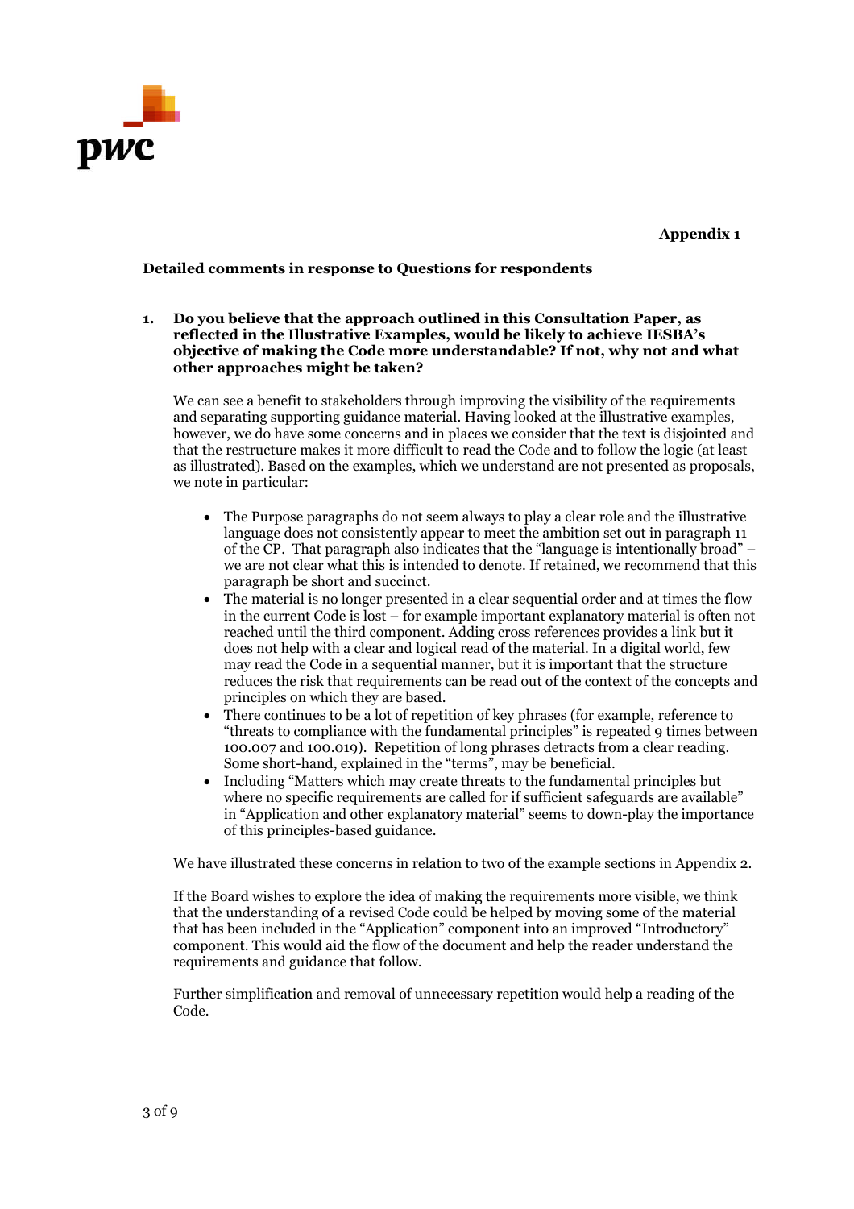**Appendix 1**

**Detailed comments in response to Questions for respondents**

**1. Do you believe that the approach outlined in this Consultation Paper, as reflected in the Illustrative Examples, would be likely to achieve IESBA's objective of making the Code more understandable? If not, why not and what other approaches might be taken?**

We can see a benefit to stakeholders through improving the visibility of the requirements and separating supporting guidance material. Having looked at the illustrative examples, however, we do have some concerns and in places we consider that the text is disjointed and that the restructure makes it more difficult to read the Code and to follow the logic (at least as illustrated). Based on the examples, which we understand are not presented as proposals, we note in particular:

- The Purpose paragraphs do not seem always to play a clear role and the illustrative language does not consistently appear to meet the ambition set out in paragraph 11 of the CP. That paragraph also indicates that the "language is intentionally broad" – we are not clear what this is intended to denote. If retained, we recommend that this paragraph be short and succinct.
- The material is no longer presented in a clear sequential order and at times the flow in the current Code is lost – for example important explanatory material is often not reached until the third component. Adding cross references provides a link but it does not help with a clear and logical read of the material. In a digital world, few may read the Code in a sequential manner, but it is important that the structure reduces the risk that requirements can be read out of the context of the concepts and principles on which they are based.
- There continues to be a lot of repetition of key phrases (for example, reference to "threats to compliance with the fundamental principles" is repeated 9 times between 100.007 and 100.019). Repetition of long phrases detracts from a clear reading. Some short-hand, explained in the "terms", may be beneficial.
- Including "Matters which may create threats to the fundamental principles but where no specific requirements are called for if sufficient safeguards are available" in "Application and other explanatory material" seems to down-play the importance of this principles-based guidance.

We have illustrated these concerns in relation to two of the example sections in Appendix 2.

If the Board wishes to explore the idea of making the requirements more visible, we think that the understanding of a revised Code could be helped by moving some of the material that has been included in the "Application" component into an improved "Introductory" component. This would aid the flow of the document and help the reader understand the requirements and guidance that follow.

Further simplification and removal of unnecessary repetition would help a reading of the Code.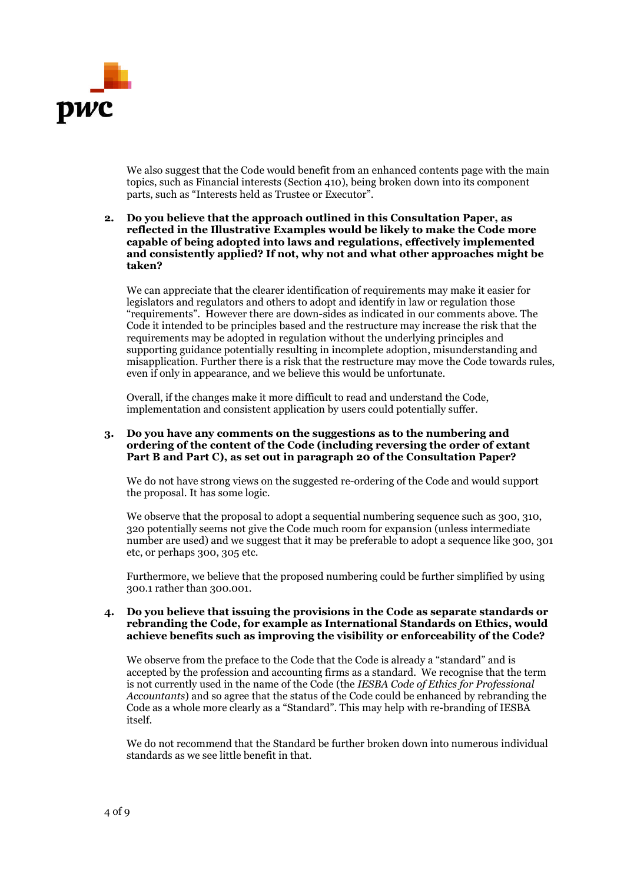We also suggest that the Code would benefit from an enhanced contents page with the main topics, such as Financial interests (Section 410), being broken down into its component parts, such as "Interests held as Trustee or Executor".

**2. Do you believe that the approach outlined in this Consultation Paper, as reflected in the Illustrative Examples would be likely to make the Code more capable of being adopted into laws and regulations, effectively implemented and consistently applied? If not, why not and what other approaches might be taken?**

We can appreciate that the clearer identification of requirements may make it easier for legislators and regulators and others to adopt and identify in law or regulation those "requirements". However there are down-sides as indicated in our comments above. The Code it intended to be principles based and the restructure may increase the risk that the requirements may be adopted in regulation without the underlying principles and supporting guidance potentially resulting in incomplete adoption, misunderstanding and misapplication. Further there is a risk that the restructure may move the Code towards rules, even if only in appearance, and we believe this would be unfortunate.

Overall, if the changes make it more difficult to read and understand the Code, implementation and consistent application by users could potentially suffer.

**3. Do you have any comments on the suggestions as to the numbering and ordering of the content of the Code (including reversing the order of extant Part B and Part C), as set out in paragraph 20 of the Consultation Paper?**

We do not have strong views on the suggested re-ordering of the Code and would support the proposal. It has some logic.

We observe that the proposal to adopt a sequential numbering sequence such as 300, 310, 320 potentially seems not give the Code much room for expansion (unless intermediate number are used) and we suggest that it may be preferable to adopt a sequence like 300, 301 etc, or perhaps 300, 305 etc.

Furthermore, we believe that the proposed numbering could be further simplified by using 300.1 rather than 300.001.

**4. Do you believe that issuing the provisions in the Code as separate standards or rebranding the Code, for example as International Standards on Ethics, would achieve benefits such as improving the visibility or enforceability of the Code?**

We observe from the preface to the Code that the Code is already a "standard" and is accepted by the profession and accounting firms as a standard. We recognise that the term is not currently used in the name of the Code (the *IESBA Code of Ethics for Professional Accountants*) and so agree that the status of the Code could be enhanced by rebranding the Code as a whole more clearly as a "Standard". This may help with re-branding of IESBA itself.

We do not recommend that the Standard be further broken down into numerous individual standards as we see little benefit in that.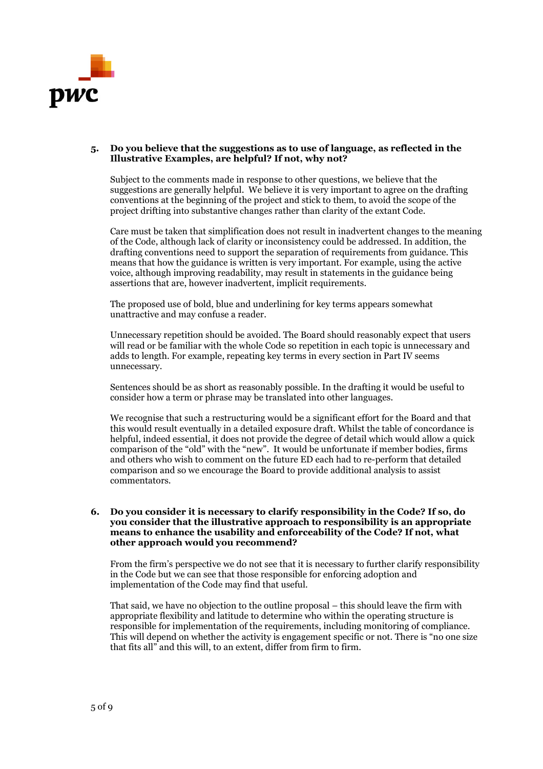**5. Do you believe that the suggestions as to use of language, as reflected in the Illustrative Examples, are helpful? If not, why not?**

Subject to the comments made in response to other questions, we believe that the suggestions are generally helpful. We believe it is very important to agree on the drafting conventions at the beginning of the project and stick to them, to avoid the scope of the project drifting into substantive changes rather than clarity of the extant Code.

Care must be taken that simplification does not result in inadvertent changes to the meaning of the Code, although lack of clarity or inconsistency could be addressed. In addition, the drafting conventions need to support the separation of requirements from guidance. This means that how the guidance is written is very important. For example, using the active voice, although improving readability, may result in statements in the guidance being assertions that are, however inadvertent, implicit requirements.

The proposed use of bold, blue and underlining for key terms appears somewhat unattractive and may confuse a reader.

Unnecessary repetition should be avoided. The Board should reasonably expect that users will read or be familiar with the whole Code so repetition in each topic is unnecessary and adds to length. For example, repeating key terms in every section in Part IV seems unnecessary.

Sentences should be as short as reasonably possible. In the drafting it would be useful to consider how a term or phrase may be translated into other languages.

We recognise that such a restructuring would be a significant effort for the Board and that this would result eventually in a detailed exposure draft. Whilst the table of concordance is helpful, indeed essential, it does not provide the degree of detail which would allow a quick comparison of the "old" with the "new". It would be unfortunate if member bodies, firms and others who wish to comment on the future ED each had to re-perform that detailed comparison and so we encourage the Board to provide additional analysis to assist commentators.

**6. Do you consider it is necessary to clarify responsibility in the Code? If so, do you consider that the illustrative approach to responsibility is an appropriate means to enhance the usability and enforceability of the Code? If not, what other approach would you recommend?**

From the firm's perspective we do not see that it is necessary to further clarify responsibility in the Code but we can see that those responsible for enforcing adoption and implementation of the Code may find that useful.

That said, we have no objection to the outline proposal – this should leave the firm with appropriate flexibility and latitude to determine who within the operating structure is responsible for implementation of the requirements, including monitoring of compliance. This will depend on whether the activity is engagement specific or not. There is "no one size that fits all" and this will, to an extent, differ from firm to firm.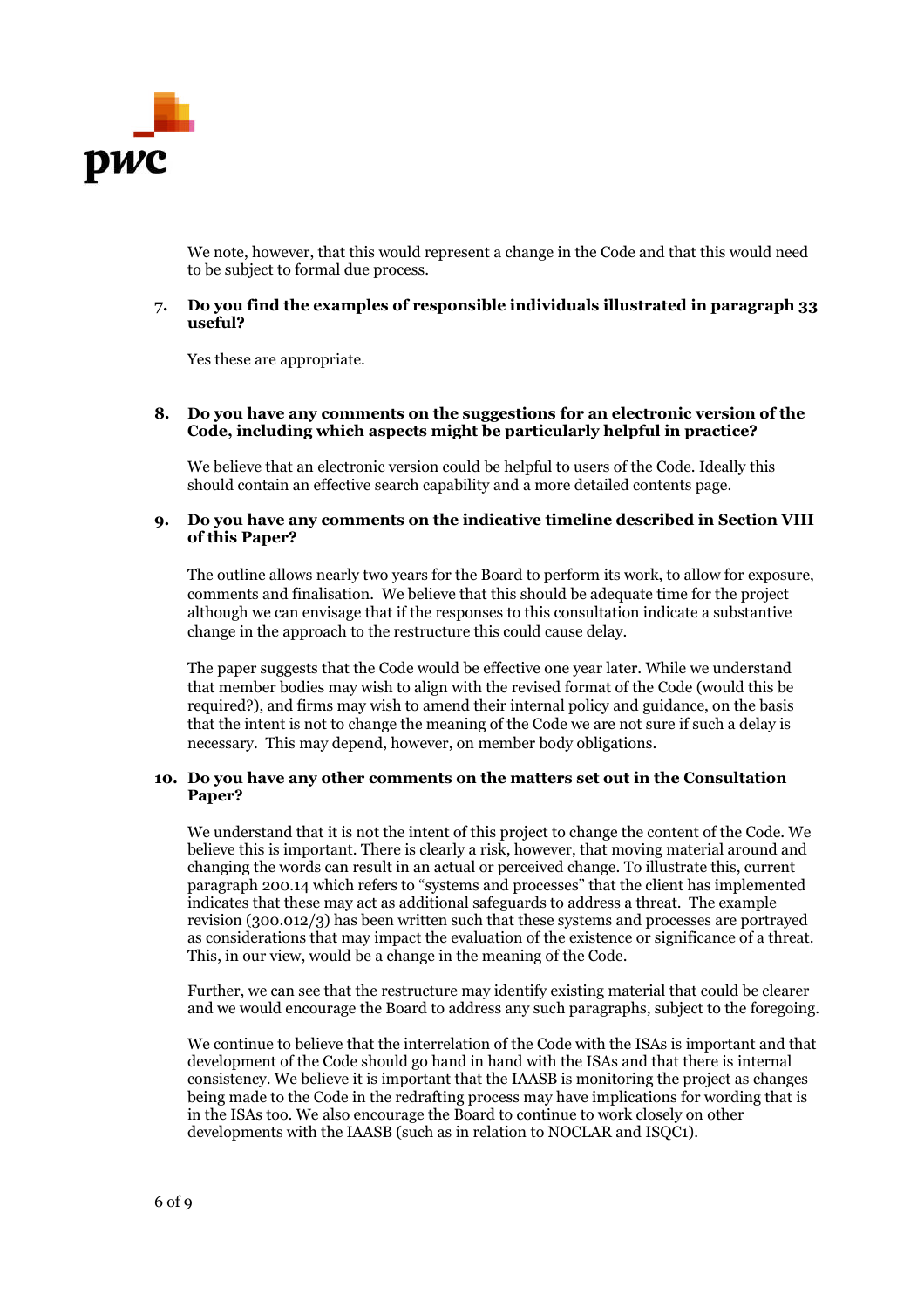We note, however, that this would represent a change in the Code and that this would need to be subject to formal due process.

**7. Do you find the examples of responsible individuals illustrated in paragraph 33 useful?**

Yes these are appropriate.

**8. Do you have any comments on the suggestions for an electronic version of the Code, including which aspects might be particularly helpful in practice?**

We believe that an electronic version could be helpful to users of the Code. Ideally this should contain an effective search capability and a more detailed contents page.

**9. Do you have any comments on the indicative timeline described in Section VIII of this Paper?**

The outline allows nearly two years for the Board to perform its work, to allow for exposure, comments and finalisation. We believe that this should be adequate time for the project although we can envisage that if the responses to this consultation indicate a substantive change in the approach to the restructure this could cause delay.

The paper suggests that the Code would be effective one year later. While we understand that member bodies may wish to align with the revised format of the Code (would this be required?), and firms may wish to amend their internal policy and guidance, on the basis that the intent is not to change the meaning of the Code we are not sure if such a delay is necessary. This may depend, however, on member body obligations.

**10. Do you have any other comments on the matters set out in the Consultation Paper?**

We understand that it is not the intent of this project to change the content of the Code. We believe this is important. There is clearly a risk, however, that moving material around and changing the words can result in an actual or perceived change. To illustrate this, current paragraph 200.14 which refers to "systems and processes" that the client has implemented indicates that these may act as additional safeguards to address a threat. The example revision (300.012/3) has been written such that these systems and processes are portrayed as considerations that may impact the evaluation of the existence or significance of a threat. This, in our view, would be a change in the meaning of the Code.

Further, we can see that the restructure may identify existing material that could be clearer and we would encourage the Board to address any such paragraphs, subject to the foregoing.

We continue to believe that the interrelation of the Code with the ISAs is important and that development of the Code should go hand in hand with the ISAs and that there is internal consistency. We believe it is important that the IAASB is monitoring the project as changes being made to the Code in the redrafting process may have implications for wording that is in the ISAs too. We also encourage the Board to continue to work closely on other developments with the IAASB (such as in relation to NOCLAR and ISQC1).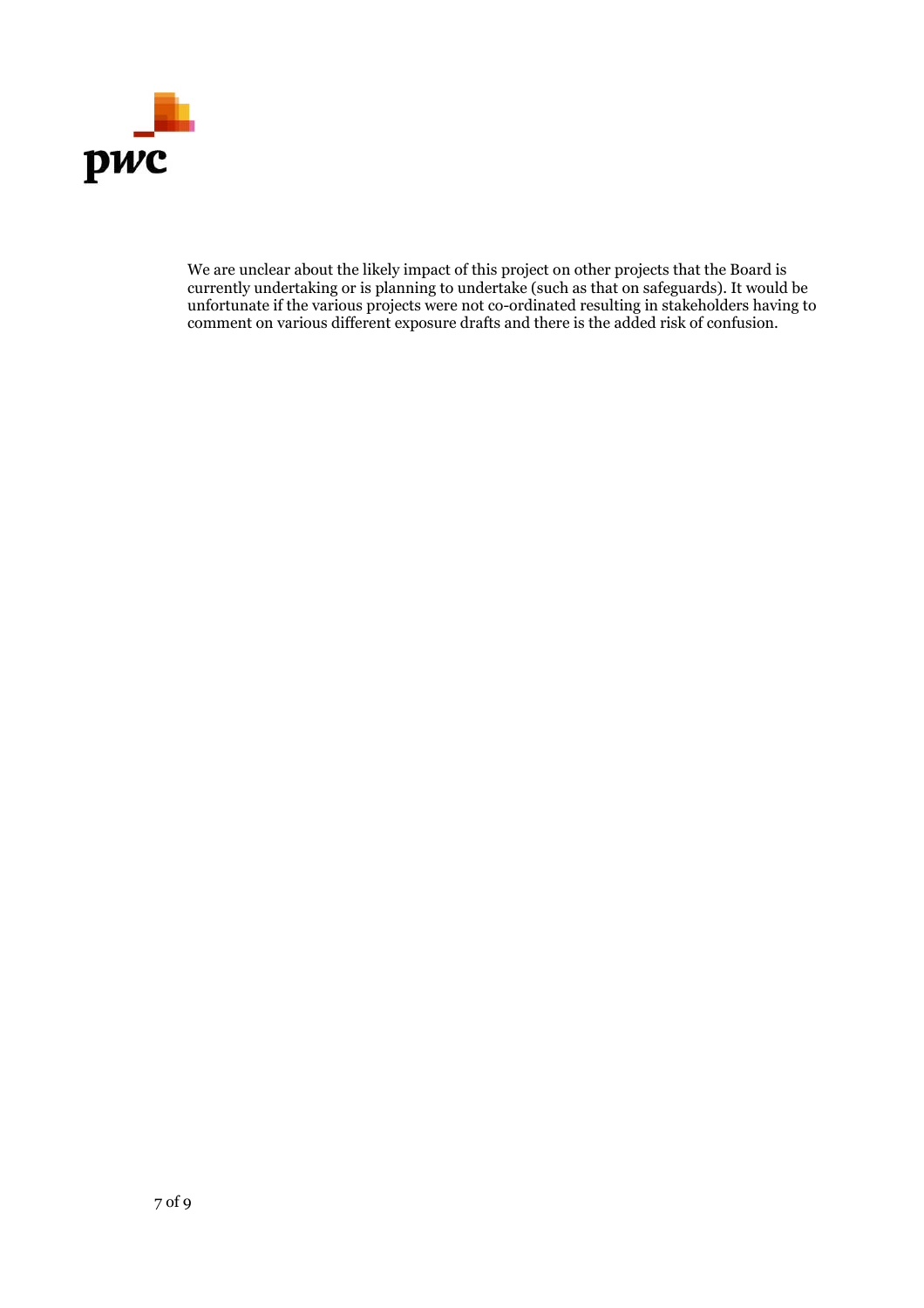We are unclear about the likely impact of this project on other projects that the Board is currently undertaking or is planning to undertake (such as that on safeguards). It would be unfortunate if the various projects were not co-ordinated resulting in stakeholders having to comment on various different exposure drafts and there is the added risk of confusion.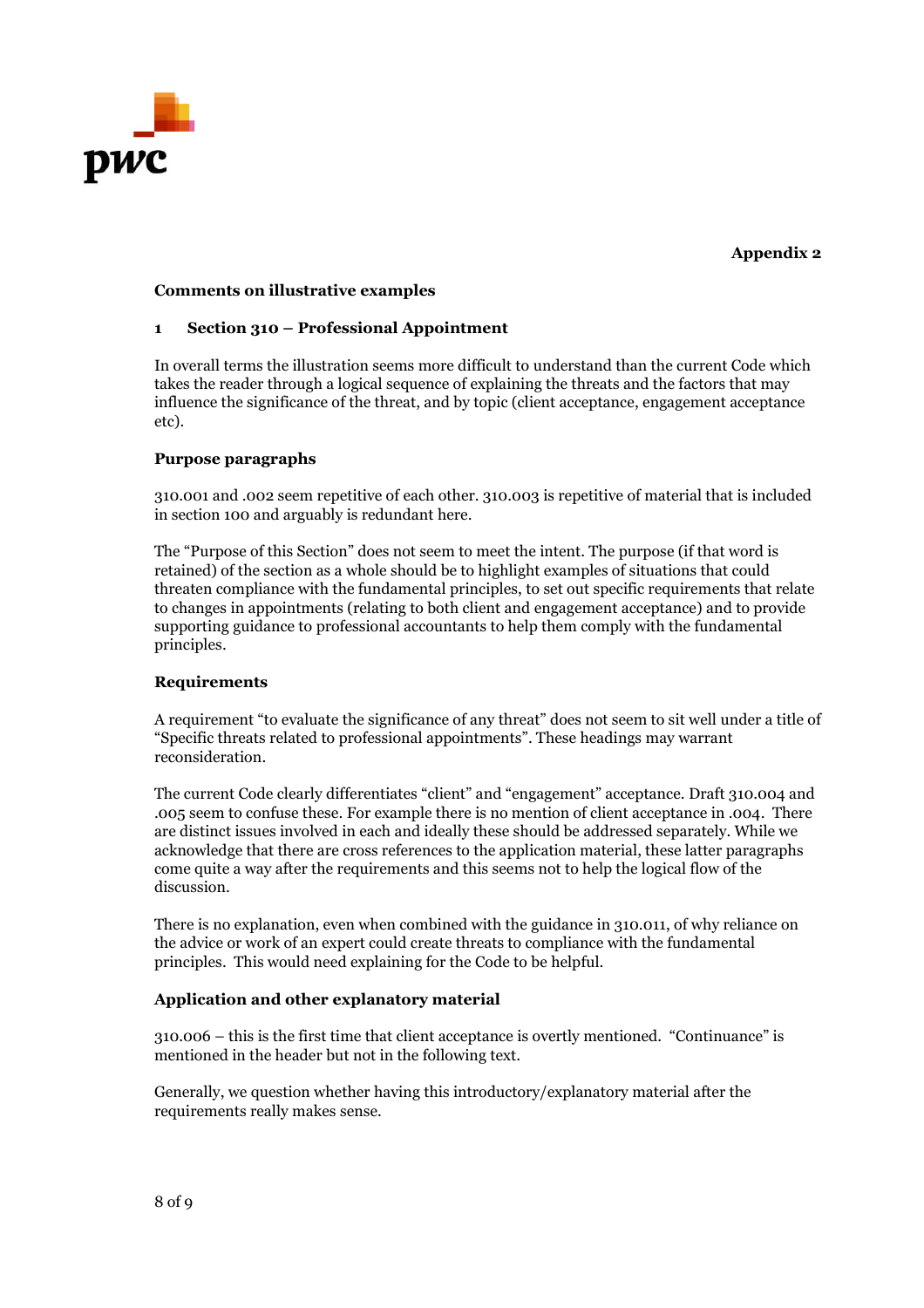**Appendix 2**

**Comments on illustrative examples**

## 1 Section 310 – Professional Appointment

In overall terms the illustration seems more difficult to understand than the current Code which takes the reader through a logical sequence of explaining the threats and the factors that may influence the significance of the threat, and by topic (client acceptance, engagement acceptance etc).

### Purpose paragraphs

310.001 and .002 seem repetitive of each other. 310.003 is repetitive of material that is included in section 100 and arguably is redundant here.

The "Purpose of this Section" does not seem to meet the intent. The purpose (if that word is retained) of the section as a whole should be to highlight examples of situations that could threaten compliance with the fundamental principles, to set out specific requirements that relate to changes in appointments (relating to both client and engagement acceptance) and to provide supporting guidance to professional accountants to help them comply with the fundamental principles.

### Requirements

A requirement "to evaluate the significance of any threat" does not seem to sit well under a title of "Specific threats related to professional appointments". These headings may warrant reconsideration.

The current Code clearly differentiates "client" and "engagement" acceptance. Draft 310.004 and .005 seem to confuse these. For example there is no mention of client acceptance in .004. There are distinct issues involved in each and ideally these should be addressed separately. While we acknowledge that there are cross references to the application material, these latter paragraphs come quite a way after the requirements and this seems not to help the logical flow of the discussion.

There is no explanation, even when combined with the guidance in 310.011, of why reliance on the advice or work of an expert could create threats to compliance with the fundamental principles. This would need explaining for the Code to be helpful.

### Application and other explanatory material

310.006 – this is the first time that client acceptance is overtly mentioned. "Continuance" is mentioned in the header but not in the following text.

Generally, we question whether having this introductory/explanatory material after the requirements really makes sense.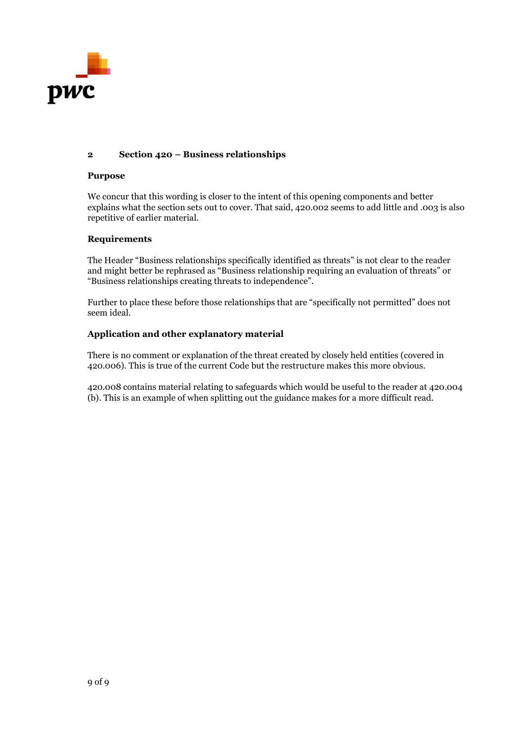## 2 Section 420 – Business relationships

### Purpose

We concur that this wording is closer to the intent of this opening components and better explains what the section sets out to cover. That said, 420.002 seems to add little and .003 is also repetitive of earlier material.

### Requirements

The Header "Business relationships specifically identified as threats" is not clear to the reader and might better be rephrased as "Business relationship requiring an evaluation of threats" or "Business relationships creating threats to independence".

Further to place these before those relationships that are "specifically not permitted" does not seem ideal.

### Application and other explanatory material

There is no comment or explanation of the threat created by closely held entities (covered in 420.006). This is true of the current Code but the restructure makes this more obvious.

420.008 contains material relating to safeguards which would be useful to the reader at 420.004 (b). This is an example of when splitting out the guidance makes for a more difficult read.